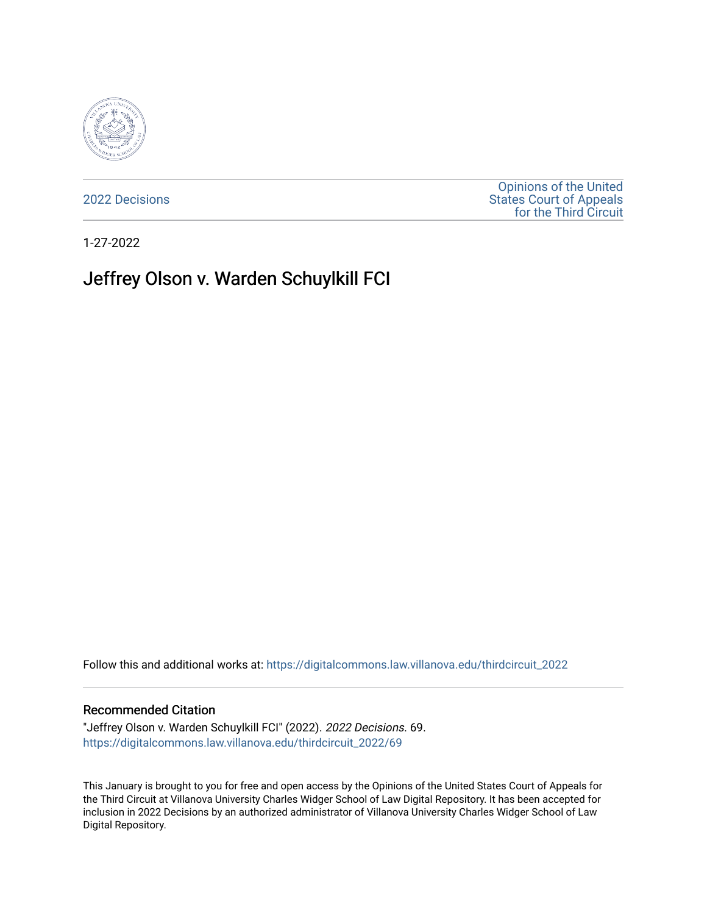2022 Decisions

Opinions of the United States Court of Appeals for the Third Circuit

1-27-2022

# Jeffrey Olson v. Warden Schuylkill FCI

Follow this and additional works at: https://digitalcommons.law.villanova.edu/thirdcircuit_2022

## Recommended Citation

"Jeffrey Olson v. Warden Schuylkill FCI" (2022). *2022 Decisions*. 69.
https://digitalcommons.law.villanova.edu/thirdcircuit_2022/69

This January is brought to you for free and open access by the Opinions of the United States Court of Appeals for the Third Circuit at Villanova University Charles Widger School of Law Digital Repository. It has been accepted for inclusion in 2022 Decisions by an authorized administrator of Villanova University Charles Widger School of Law Digital Repository.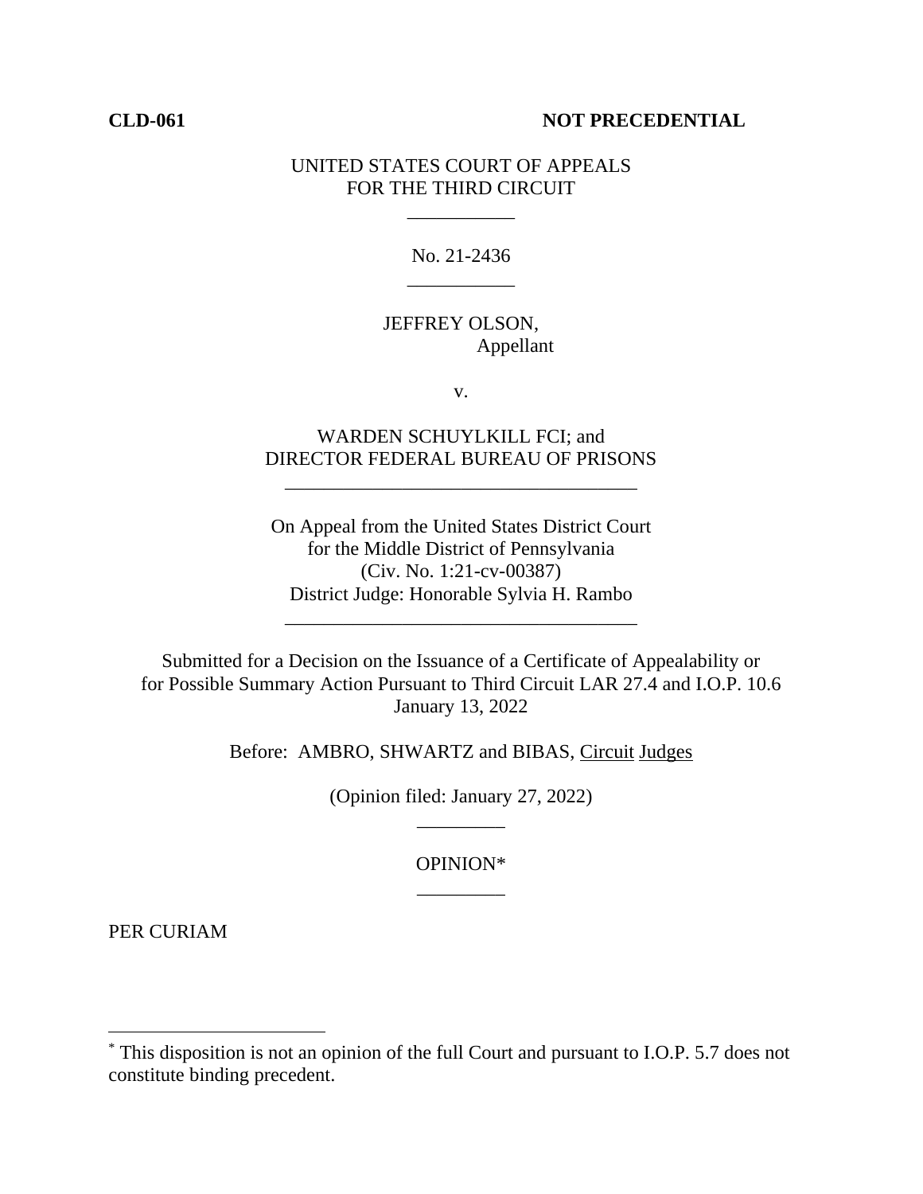**CLD-061** **NOT PRECEDENTIAL**

UNITED STATES COURT OF APPEALS
FOR THE THIRD CIRCUIT

\_\_\_\_\_\_\_\_\_\_\_

No. 21-2436

\_\_\_\_\_\_\_\_\_\_\_

JEFFREY OLSON,
Appellant

v.

WARDEN SCHUYLKILL FCI; and
DIRECTOR FEDERAL BUREAU OF PRISONS

\_\_\_\_\_\_\_\_\_\_\_\_\_\_\_\_\_\_\_\_\_\_\_\_\_\_\_\_\_\_\_\_\_\_\_\_

On Appeal from the United States District Court
for the Middle District of Pennsylvania
(Civ. No. 1:21-cv-00387)
District Judge: Honorable Sylvia H. Rambo

\_\_\_\_\_\_\_\_\_\_\_\_\_\_\_\_\_\_\_\_\_\_\_\_\_\_\_\_\_\_\_\_\_\_\_\_

Submitted for a Decision on the Issuance of a Certificate of Appealability or
for Possible Summary Action Pursuant to Third Circuit LAR 27.4 and I.O.P. 10.6
January 13, 2022

Before: AMBRO, SHWARTZ and BIBAS, Circuit Judges

(Opinion filed: January 27, 2022)

\_\_\_\_\_\_\_\_\_

OPINION*

\_\_\_\_\_\_\_\_\_

PER CURIAM

---

* This disposition is not an opinion of the full Court and pursuant to I.O.P. 5.7 does not constitute binding precedent.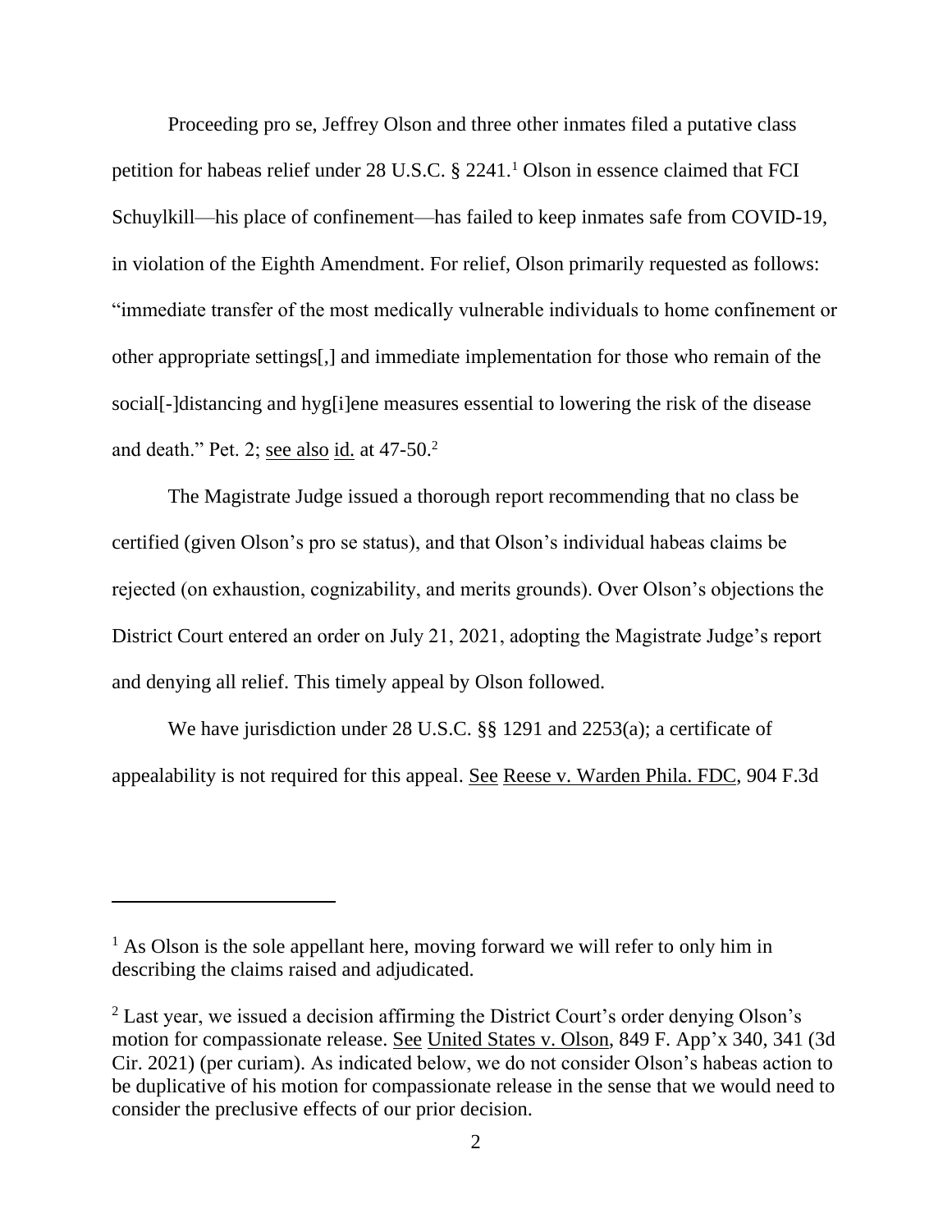Proceeding pro se, Jeffrey Olson and three other inmates filed a putative class petition for habeas relief under 28 U.S.C. § 2241.[1] Olson in essence claimed that FCI Schuylkill—his place of confinement—has failed to keep inmates safe from COVID-19, in violation of the Eighth Amendment. For relief, Olson primarily requested as follows: "immediate transfer of the most medically vulnerable individuals to home confinement or other appropriate settings[,] and immediate implementation for those who remain of the social[-]distancing and hyg[i]ene measures essential to lowering the risk of the disease and death." Pet. 2; see also id. at 47-50.[2]

The Magistrate Judge issued a thorough report recommending that no class be certified (given Olson's pro se status), and that Olson's individual habeas claims be rejected (on exhaustion, cognizability, and merits grounds). Over Olson's objections the District Court entered an order on July 21, 2021, adopting the Magistrate Judge's report and denying all relief. This timely appeal by Olson followed.

We have jurisdiction under 28 U.S.C. §§ 1291 and 2253(a); a certificate of appealability is not required for this appeal. See Reese v. Warden Phila. FDC, 904 F.3d

---

[1] As Olson is the sole appellant here, moving forward we will refer to only him in describing the claims raised and adjudicated.

[2] Last year, we issued a decision affirming the District Court's order denying Olson's motion for compassionate release. See United States v. Olson, 849 F. App'x 340, 341 (3d Cir. 2021) (per curiam). As indicated below, we do not consider Olson's habeas action to be duplicative of his motion for compassionate release in the sense that we would need to consider the preclusive effects of our prior decision.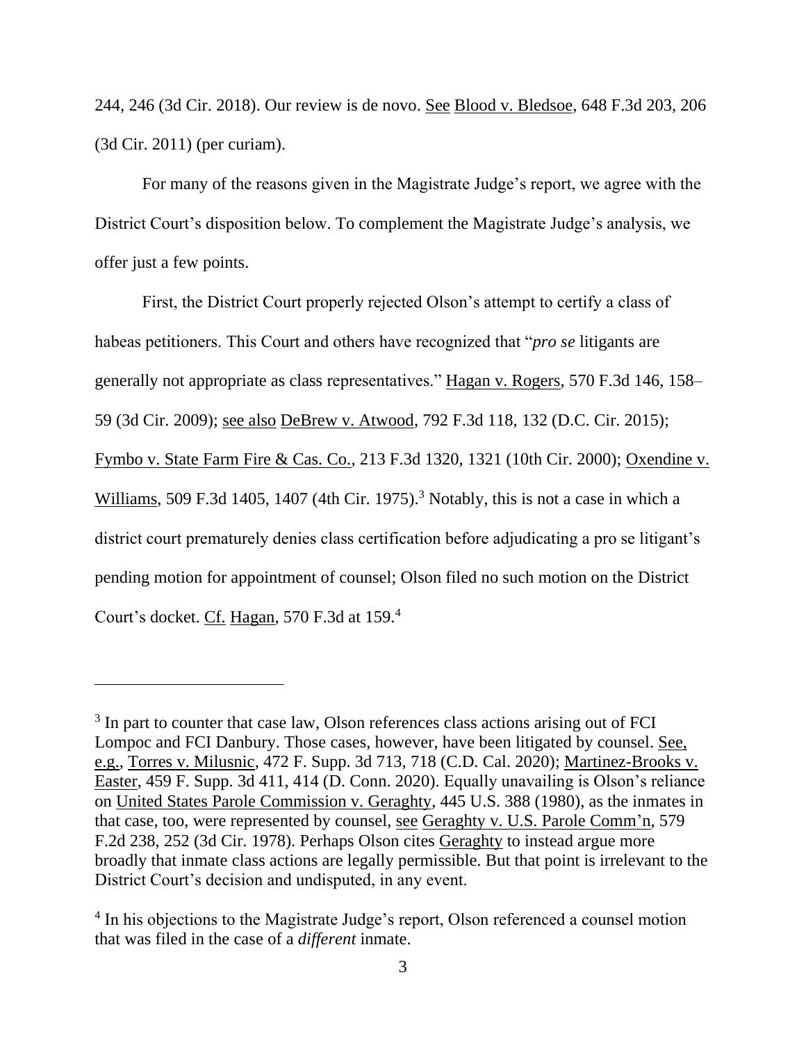244, 246 (3d Cir. 2018). Our review is de novo. See Blood v. Bledsoe, 648 F.3d 203, 206 (3d Cir. 2011) (per curiam).

For many of the reasons given in the Magistrate Judge's report, we agree with the District Court's disposition below. To complement the Magistrate Judge's analysis, we offer just a few points.

First, the District Court properly rejected Olson's attempt to certify a class of habeas petitioners. This Court and others have recognized that "*pro se* litigants are generally not appropriate as class representatives." Hagan v. Rogers, 570 F.3d 146, 158–59 (3d Cir. 2009); see also DeBrew v. Atwood, 792 F.3d 118, 132 (D.C. Cir. 2015); Fymbo v. State Farm Fire & Cas. Co., 213 F.3d 1320, 1321 (10th Cir. 2000); Oxendine v. Williams, 509 F.3d 1405, 1407 (4th Cir. 1975).[3] Notably, this is not a case in which a district court prematurely denies class certification before adjudicating a pro se litigant's pending motion for appointment of counsel; Olson filed no such motion on the District Court's docket. Cf. Hagan, 570 F.3d at 159.[4]

---

[3] In part to counter that case law, Olson references class actions arising out of FCI Lompoc and FCI Danbury. Those cases, however, have been litigated by counsel. See, e.g., Torres v. Milusnic, 472 F. Supp. 3d 713, 718 (C.D. Cal. 2020); Martinez-Brooks v. Easter, 459 F. Supp. 3d 411, 414 (D. Conn. 2020). Equally unavailing is Olson's reliance on United States Parole Commission v. Geraghty, 445 U.S. 388 (1980), as the inmates in that case, too, were represented by counsel, see Geraghty v. U.S. Parole Comm'n, 579 F.2d 238, 252 (3d Cir. 1978). Perhaps Olson cites Geraghty to instead argue more broadly that inmate class actions are legally permissible. But that point is irrelevant to the District Court's decision and undisputed, in any event.

[4] In his objections to the Magistrate Judge's report, Olson referenced a counsel motion that was filed in the case of a *different* inmate.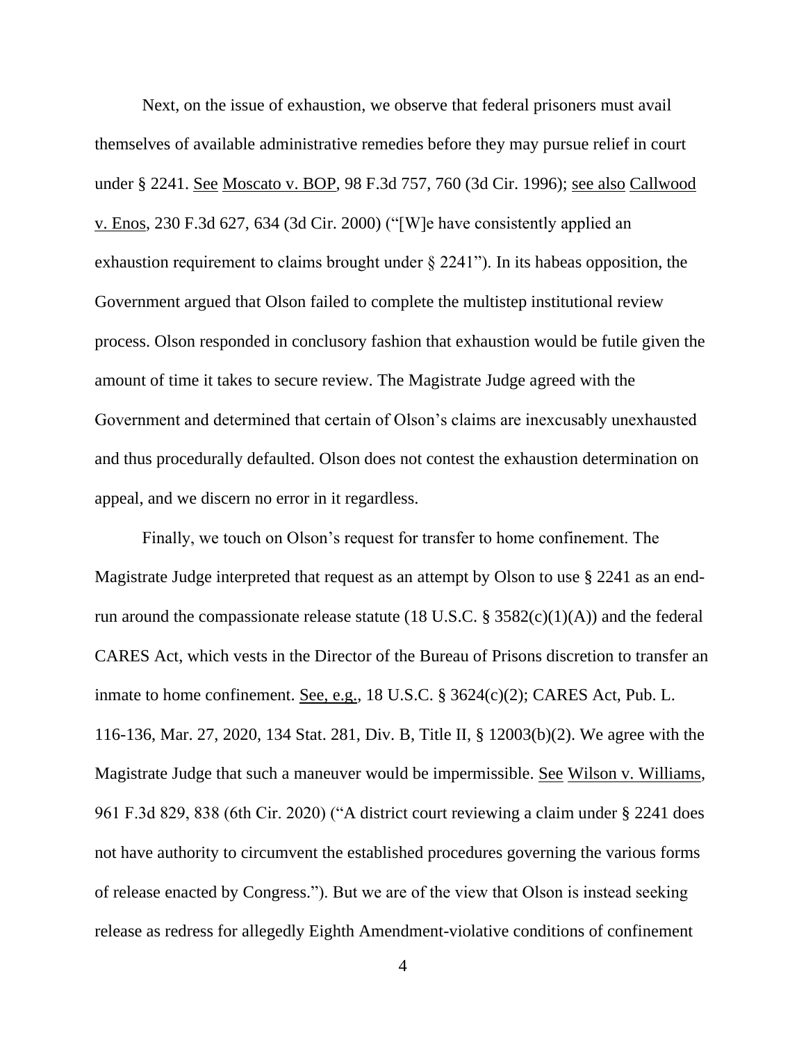Next, on the issue of exhaustion, we observe that federal prisoners must avail themselves of available administrative remedies before they may pursue relief in court under § 2241. See Moscato v. BOP, 98 F.3d 757, 760 (3d Cir. 1996); see also Callwood v. Enos, 230 F.3d 627, 634 (3d Cir. 2000) ("[W]e have consistently applied an exhaustion requirement to claims brought under § 2241"). In its habeas opposition, the Government argued that Olson failed to complete the multistep institutional review process. Olson responded in conclusory fashion that exhaustion would be futile given the amount of time it takes to secure review. The Magistrate Judge agreed with the Government and determined that certain of Olson's claims are inexcusably unexhausted and thus procedurally defaulted. Olson does not contest the exhaustion determination on appeal, and we discern no error in it regardless.

Finally, we touch on Olson's request for transfer to home confinement. The Magistrate Judge interpreted that request as an attempt by Olson to use § 2241 as an end-run around the compassionate release statute (18 U.S.C. § 3582(c)(1)(A)) and the federal CARES Act, which vests in the Director of the Bureau of Prisons discretion to transfer an inmate to home confinement. See, e.g., 18 U.S.C. § 3624(c)(2); CARES Act, Pub. L. 116-136, Mar. 27, 2020, 134 Stat. 281, Div. B, Title II, § 12003(b)(2). We agree with the Magistrate Judge that such a maneuver would be impermissible. See Wilson v. Williams, 961 F.3d 829, 838 (6th Cir. 2020) ("A district court reviewing a claim under § 2241 does not have authority to circumvent the established procedures governing the various forms of release enacted by Congress."). But we are of the view that Olson is instead seeking release as redress for allegedly Eighth Amendment-violative conditions of confinement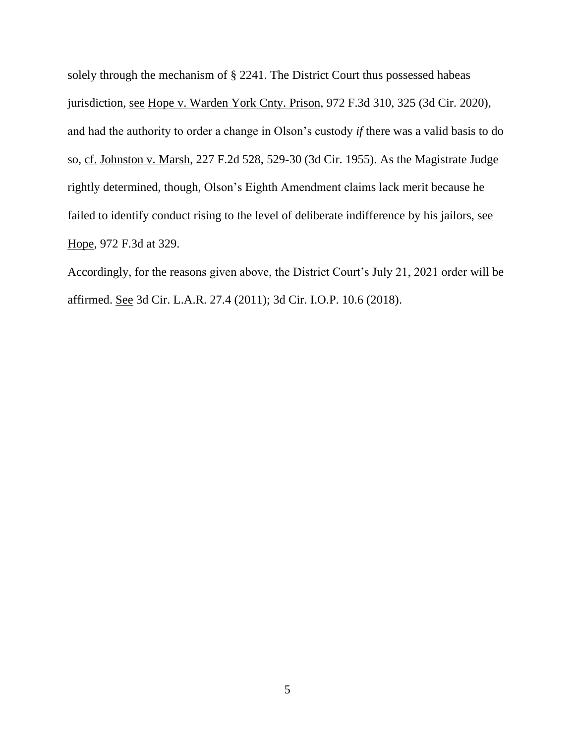solely through the mechanism of § 2241. The District Court thus possessed habeas jurisdiction, see Hope v. Warden York Cnty. Prison, 972 F.3d 310, 325 (3d Cir. 2020), and had the authority to order a change in Olson's custody *if* there was a valid basis to do so, cf. Johnston v. Marsh, 227 F.2d 528, 529-30 (3d Cir. 1955). As the Magistrate Judge rightly determined, though, Olson's Eighth Amendment claims lack merit because he failed to identify conduct rising to the level of deliberate indifference by his jailors, see Hope, 972 F.3d at 329.

Accordingly, for the reasons given above, the District Court's July 21, 2021 order will be affirmed. See 3d Cir. L.A.R. 27.4 (2011); 3d Cir. I.O.P. 10.6 (2018).